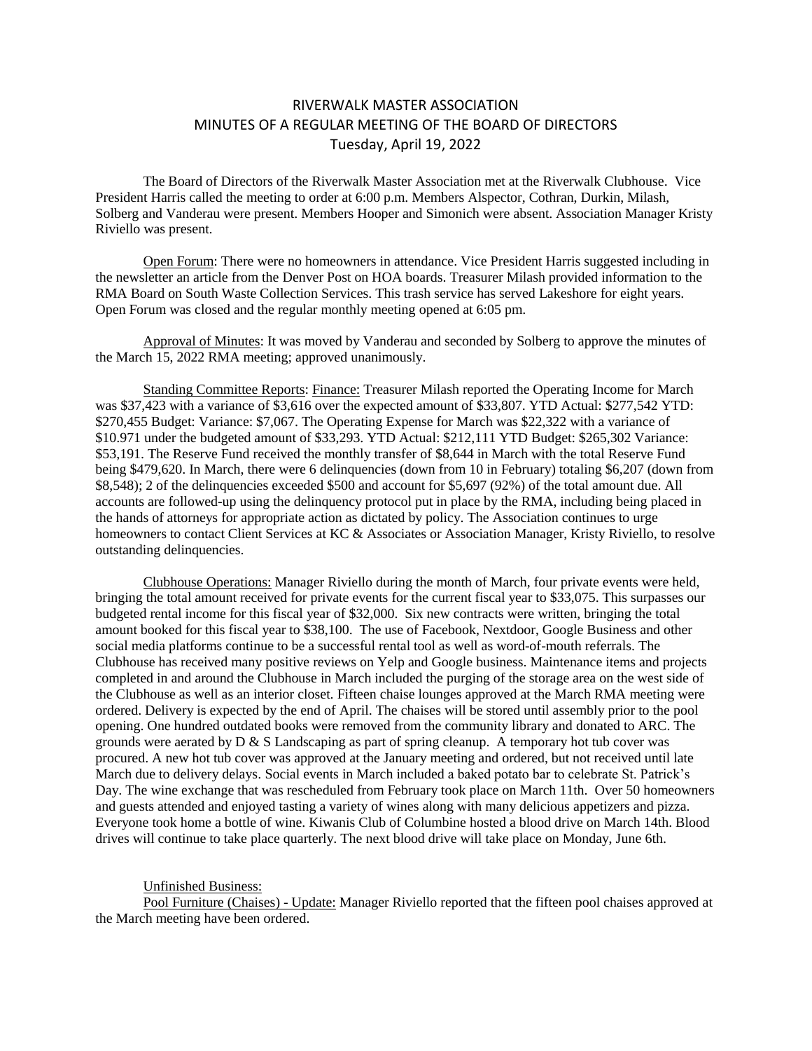# RIVERWALK MASTER ASSOCIATION
## MINUTES OF A REGULAR MEETING OF THE BOARD OF DIRECTORS
### Tuesday, April 19, 2022

The Board of Directors of the Riverwalk Master Association met at the Riverwalk Clubhouse. Vice President Harris called the meeting to order at 6:00 p.m. Members Alspector, Cothran, Durkin, Milash, Solberg and Vanderau were present. Members Hooper and Simonich were absent. Association Manager Kristy Riviello was present.

Open Forum: There were no homeowners in attendance. Vice President Harris suggested including in the newsletter an article from the Denver Post on HOA boards. Treasurer Milash provided information to the RMA Board on South Waste Collection Services. This trash service has served Lakeshore for eight years. Open Forum was closed and the regular monthly meeting opened at 6:05 pm.

Approval of Minutes: It was moved by Vanderau and seconded by Solberg to approve the minutes of the March 15, 2022 RMA meeting; approved unanimously.

Standing Committee Reports: Finance: Treasurer Milash reported the Operating Income for March was $37,423 with a variance of $3,616 over the expected amount of $33,807. YTD Actual: $277,542 YTD: $270,455 Budget: Variance: $7,067. The Operating Expense for March was $22,322 with a variance of $10.971 under the budgeted amount of $33,293. YTD Actual: $212,111 YTD Budget: $265,302 Variance: $53,191. The Reserve Fund received the monthly transfer of $8,644 in March with the total Reserve Fund being $479,620. In March, there were 6 delinquencies (down from 10 in February) totaling $6,207 (down from $8,548); 2 of the delinquencies exceeded $500 and account for $5,697 (92%) of the total amount due. All accounts are followed-up using the delinquency protocol put in place by the RMA, including being placed in the hands of attorneys for appropriate action as dictated by policy. The Association continues to urge homeowners to contact Client Services at KC & Associates or Association Manager, Kristy Riviello, to resolve outstanding delinquencies.

Clubhouse Operations: Manager Riviello during the month of March, four private events were held, bringing the total amount received for private events for the current fiscal year to $33,075. This surpasses our budgeted rental income for this fiscal year of $32,000. Six new contracts were written, bringing the total amount booked for this fiscal year to $38,100. The use of Facebook, Nextdoor, Google Business and other social media platforms continue to be a successful rental tool as well as word-of-mouth referrals. The Clubhouse has received many positive reviews on Yelp and Google business. Maintenance items and projects completed in and around the Clubhouse in March included the purging of the storage area on the west side of the Clubhouse as well as an interior closet. Fifteen chaise lounges approved at the March RMA meeting were ordered. Delivery is expected by the end of April. The chaises will be stored until assembly prior to the pool opening. One hundred outdated books were removed from the community library and donated to ARC. The grounds were aerated by D & S Landscaping as part of spring cleanup. A temporary hot tub cover was procured. A new hot tub cover was approved at the January meeting and ordered, but not received until late March due to delivery delays. Social events in March included a baked potato bar to celebrate St. Patrick's Day. The wine exchange that was rescheduled from February took place on March 11th. Over 50 homeowners and guests attended and enjoyed tasting a variety of wines along with many delicious appetizers and pizza. Everyone took home a bottle of wine. Kiwanis Club of Columbine hosted a blood drive on March 14th. Blood drives will continue to take place quarterly. The next blood drive will take place on Monday, June 6th.

Unfinished Business:

Pool Furniture (Chaises) - Update: Manager Riviello reported that the fifteen pool chaises approved at the March meeting have been ordered.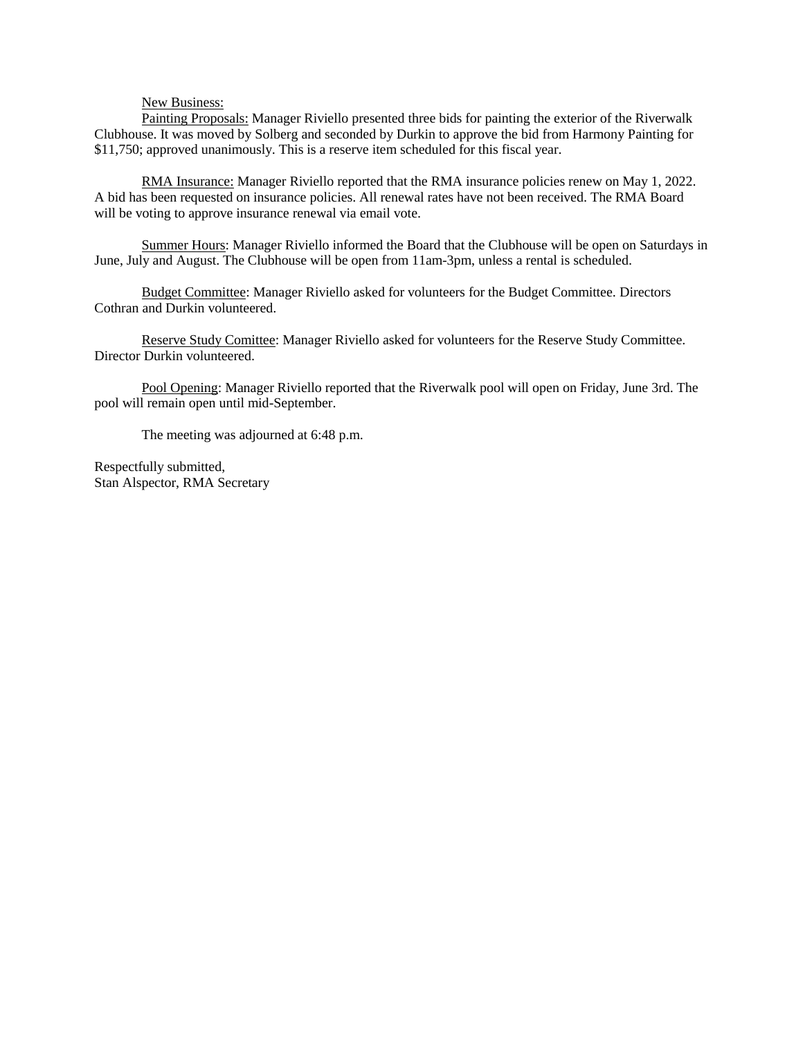New Business:

Painting Proposals: Manager Riviello presented three bids for painting the exterior of the Riverwalk Clubhouse. It was moved by Solberg and seconded by Durkin to approve the bid from Harmony Painting for $11,750; approved unanimously. This is a reserve item scheduled for this fiscal year.

RMA Insurance: Manager Riviello reported that the RMA insurance policies renew on May 1, 2022. A bid has been requested on insurance policies. All renewal rates have not been received. The RMA Board will be voting to approve insurance renewal via email vote.

Summer Hours: Manager Riviello informed the Board that the Clubhouse will be open on Saturdays in June, July and August. The Clubhouse will be open from 11am-3pm, unless a rental is scheduled.

Budget Committee: Manager Riviello asked for volunteers for the Budget Committee. Directors Cothran and Durkin volunteered.

Reserve Study Comittee: Manager Riviello asked for volunteers for the Reserve Study Committee. Director Durkin volunteered.

Pool Opening: Manager Riviello reported that the Riverwalk pool will open on Friday, June 3rd. The pool will remain open until mid-September.

The meeting was adjourned at 6:48 p.m.

Respectfully submitted,
Stan Alspector, RMA Secretary